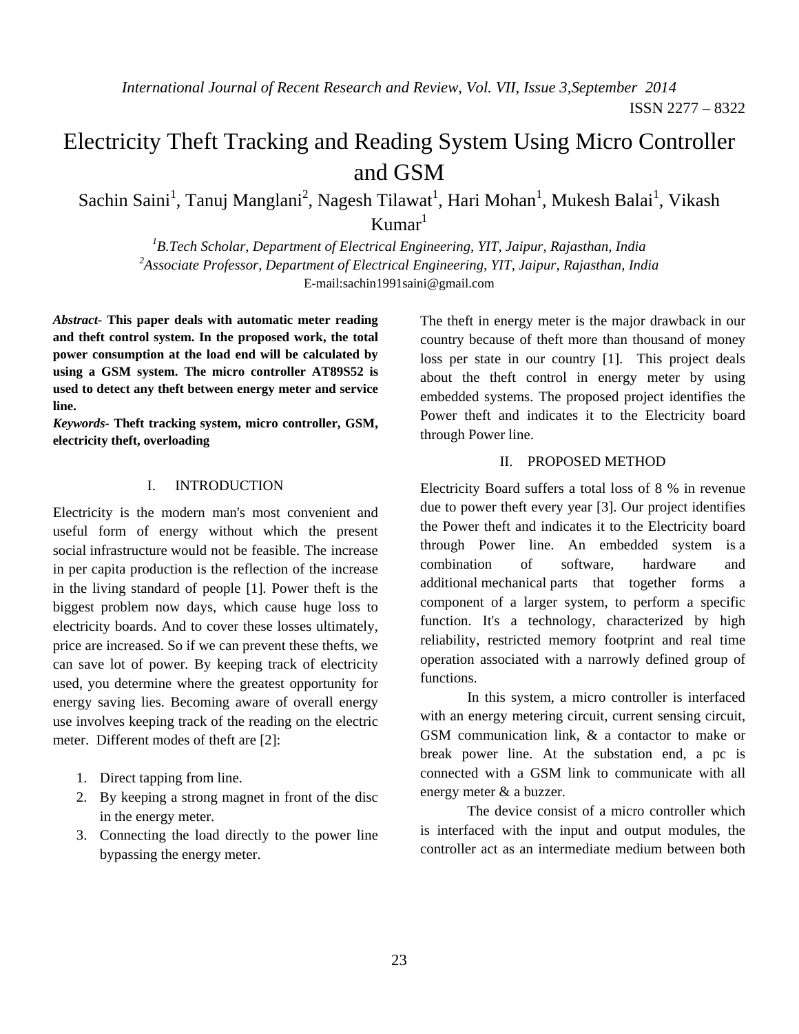# Electricity Theft Tracking and Reading System Using Micro Controller and GSM

Sachin Saini[1], Tanuj Manglani[2], Nagesh Tilawat[1], Hari Mohan[1], Mukesh Balai[1], Vikash Kumar[1]

*[1]B.Tech Scholar, Department of Electrical Engineering, YIT, Jaipur, Rajasthan, India*
*[2]Associate Professor, Department of Electrical Engineering, YIT, Jaipur, Rajasthan, India*
E-mail:sachin1991saini@gmail.com

***Abstract*- This paper deals with automatic meter reading and theft control system. In the proposed work, the total power consumption at the load end will be calculated by using a GSM system. The micro controller AT89S52 is used to detect any theft between energy meter and service line.**

***Keywords*- Theft tracking system, micro controller, GSM, electricity theft, overloading**

## I. INTRODUCTION

Electricity is the modern man's most convenient and useful form of energy without which the present social infrastructure would not be feasible. The increase in per capita production is the reflection of the increase in the living standard of people [1]. Power theft is the biggest problem now days, which cause huge loss to electricity boards. And to cover these losses ultimately, price are increased. So if we can prevent these thefts, we can save lot of power. By keeping track of electricity used, you determine where the greatest opportunity for energy saving lies. Becoming aware of overall energy use involves keeping track of the reading on the electric meter. Different modes of theft are [2]:

1. Direct tapping from line.
2. By keeping a strong magnet in front of the disc in the energy meter.
3. Connecting the load directly to the power line bypassing the energy meter.

The theft in energy meter is the major drawback in our country because of theft more than thousand of money loss per state in our country [1]. This project deals about the theft control in energy meter by using embedded systems. The proposed project identifies the Power theft and indicates it to the Electricity board through Power line.

## II. PROPOSED METHOD

Electricity Board suffers a total loss of 8 % in revenue due to power theft every year [3]. Our project identifies the Power theft and indicates it to the Electricity board through Power line. An embedded system is a combination of software, hardware and additional mechanical parts that together forms a component of a larger system, to perform a specific function. It's a technology, characterized by high reliability, restricted memory footprint and real time operation associated with a narrowly defined group of functions.

In this system, a micro controller is interfaced with an energy metering circuit, current sensing circuit, GSM communication link, & a contactor to make or break power line. At the substation end, a pc is connected with a GSM link to communicate with all energy meter & a buzzer.

The device consist of a micro controller which is interfaced with the input and output modules, the controller act as an intermediate medium between both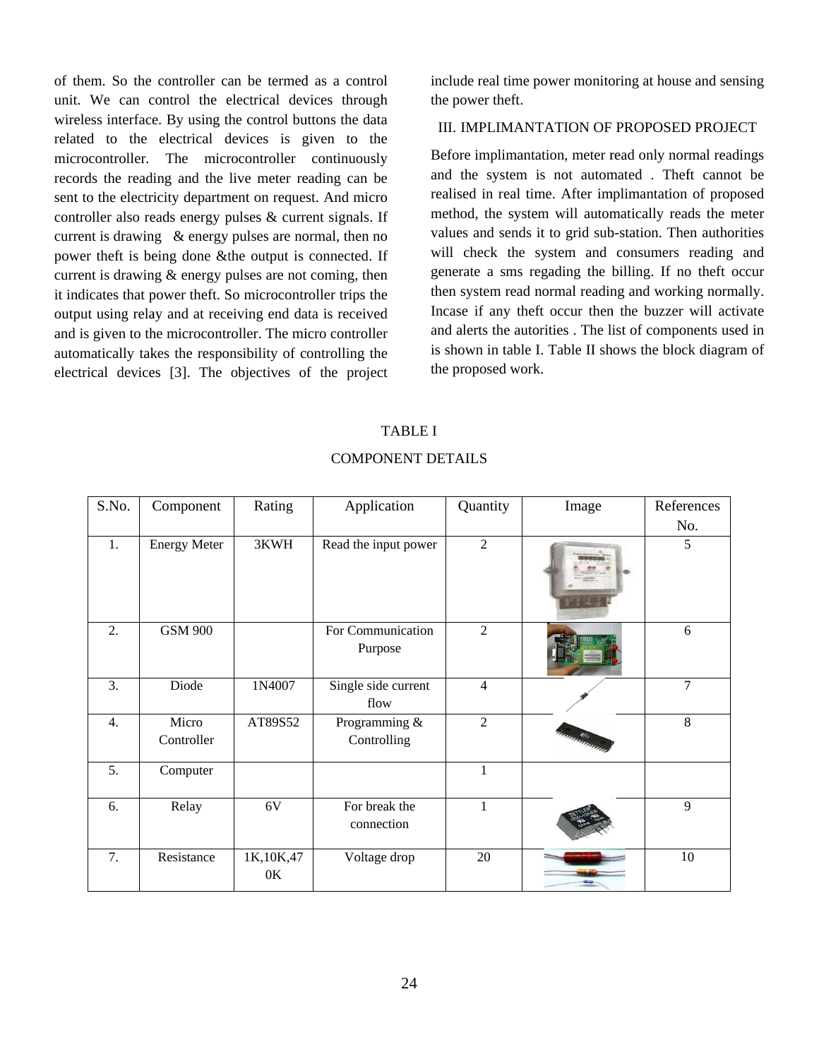of them. So the controller can be termed as a control unit. We can control the electrical devices through wireless interface. By using the control buttons the data related to the electrical devices is given to the microcontroller. The microcontroller continuously records the reading and the live meter reading can be sent to the electricity department on request. And micro controller also reads energy pulses & current signals. If current is drawing & energy pulses are normal, then no power theft is being done &the output is connected. If current is drawing & energy pulses are not coming, then it indicates that power theft. So microcontroller trips the output using relay and at receiving end data is received and is given to the microcontroller. The micro controller automatically takes the responsibility of controlling the electrical devices [3]. The objectives of the project include real time power monitoring at house and sensing the power theft.

## III. IMPLIMANTATION OF PROPOSED PROJECT

Before implimantation, meter read only normal readings and the system is not automated . Theft cannot be realised in real time. After implimantation of proposed method, the system will automatically reads the meter values and sends it to grid sub-station. Then authorities will check the system and consumers reading and generate a sms regading the billing. If no theft occur then system read normal reading and working normally. Incase if any theft occur then the buzzer will activate and alerts the autorities . The list of components used in is shown in table I. Table II shows the block diagram of the proposed work.

TABLE I

COMPONENT DETAILS

| S.No. | Component | Rating | Application | Quantity | Image | References No. |
|---|---|---|---|---|---|---|
| 1. | Energy Meter | 3KWH | Read the input power | 2 | | 5 |
| 2. | GSM 900 | | For Communication Purpose | 2 | | 6 |
| 3. | Diode | 1N4007 | Single side current flow | 4 | | 7 |
| 4. | Micro Controller | AT89S52 | Programming & Controlling | 2 | | 8 |
| 5. | Computer | | | 1 | | |
| 6. | Relay | 6V | For break the connection | 1 | | 9 |
| 7. | Resistance | 1K,10K,470K | Voltage drop | 20 | | 10 |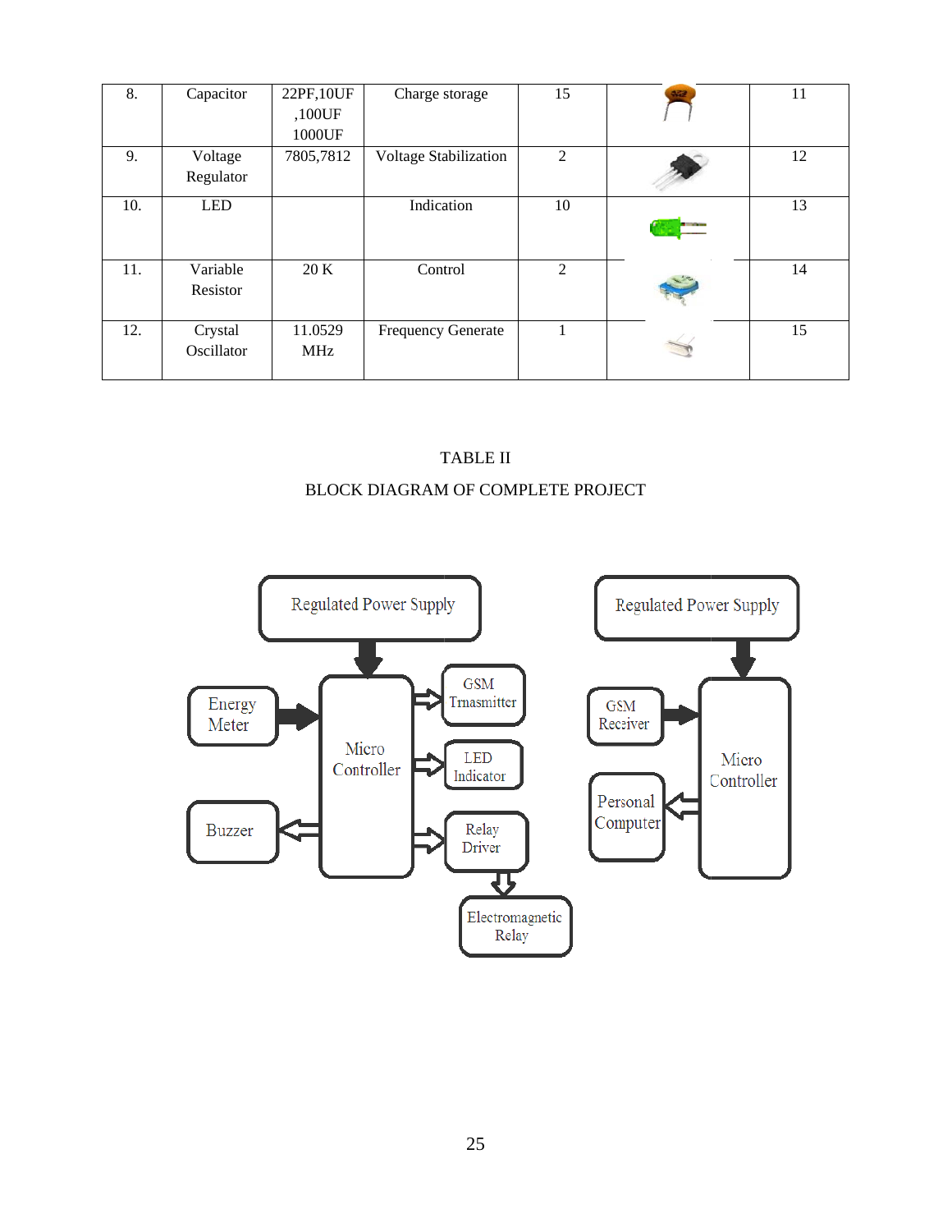| 8. | Capacitor | 22PF,10UF ,100UF 1000UF | Charge storage | 15 | | 11 |
|---|---|---|---|---|---|---|
| 9. | Voltage Regulator | 7805,7812 | Voltage Stabilization | 2 | | 12 |
| 10. | LED | | Indication | 10 | | 13 |
| 11. | Variable Resistor | 20 K | Control | 2 | | 14 |
| 12. | Crystal Oscillator | 11.0529 MHz | Frequency Generate | 1 | | 15 |

TABLE II

BLOCK DIAGRAM OF COMPLETE PROJECT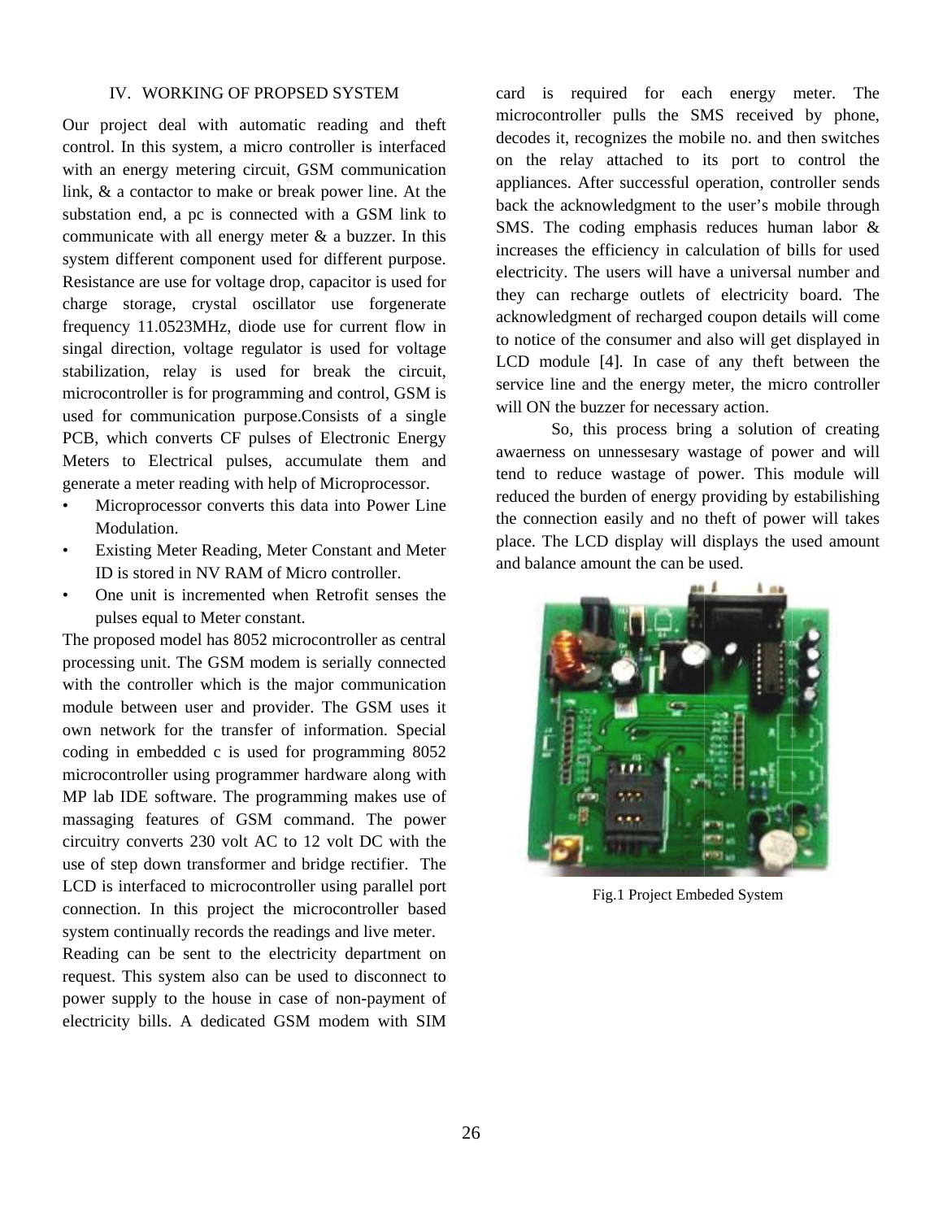## IV. WORKING OF PROPSED SYSTEM

Our project deal with automatic reading and theft control. In this system, a micro controller is interfaced with an energy metering circuit, GSM communication link, & a contactor to make or break power line. At the substation end, a pc is connected with a GSM link to communicate with all energy meter & a buzzer. In this system different component used for different purpose. Resistance are use for voltage drop, capacitor is used for charge storage, crystal oscillator use forgenerate frequency 11.0523MHz, diode use for current flow in singal direction, voltage regulator is used for voltage stabilization, relay is used for break the circuit, microcontroller is for programming and control, GSM is used for communication purpose.Consists of a single PCB, which converts CF pulses of Electronic Energy Meters to Electrical pulses, accumulate them and generate a meter reading with help of Microprocessor.

- Microprocessor converts this data into Power Line Modulation.
- Existing Meter Reading, Meter Constant and Meter ID is stored in NV RAM of Micro controller.
- One unit is incremented when Retrofit senses the pulses equal to Meter constant.

The proposed model has 8052 microcontroller as central processing unit. The GSM modem is serially connected with the controller which is the major communication module between user and provider. The GSM uses it own network for the transfer of information. Special coding in embedded c is used for programming 8052 microcontroller using programmer hardware along with MP lab IDE software. The programming makes use of massaging features of GSM command. The power circuitry converts 230 volt AC to 12 volt DC with the use of step down transformer and bridge rectifier. The LCD is interfaced to microcontroller using parallel port connection. In this project the microcontroller based system continually records the readings and live meter.

Reading can be sent to the electricity department on request. This system also can be used to disconnect to power supply to the house in case of non-payment of electricity bills. A dedicated GSM modem with SIM card is required for each energy meter. The microcontroller pulls the SMS received by phone, decodes it, recognizes the mobile no. and then switches on the relay attached to its port to control the appliances. After successful operation, controller sends back the acknowledgment to the user's mobile through SMS. The coding emphasis reduces human labor & increases the efficiency in calculation of bills for used electricity. The users will have a universal number and they can recharge outlets of electricity board. The acknowledgment of recharged coupon details will come to notice of the consumer and also will get displayed in LCD module [4]. In case of any theft between the service line and the energy meter, the micro controller will ON the buzzer for necessary action.

So, this process bring a solution of creating awaerness on unnessesary wastage of power and will tend to reduce wastage of power. This module will reduced the burden of energy providing by estabilishing the connection easily and no theft of power will takes place. The LCD display will displays the used amount and balance amount the can be used.

Fig.1 Project Embeded System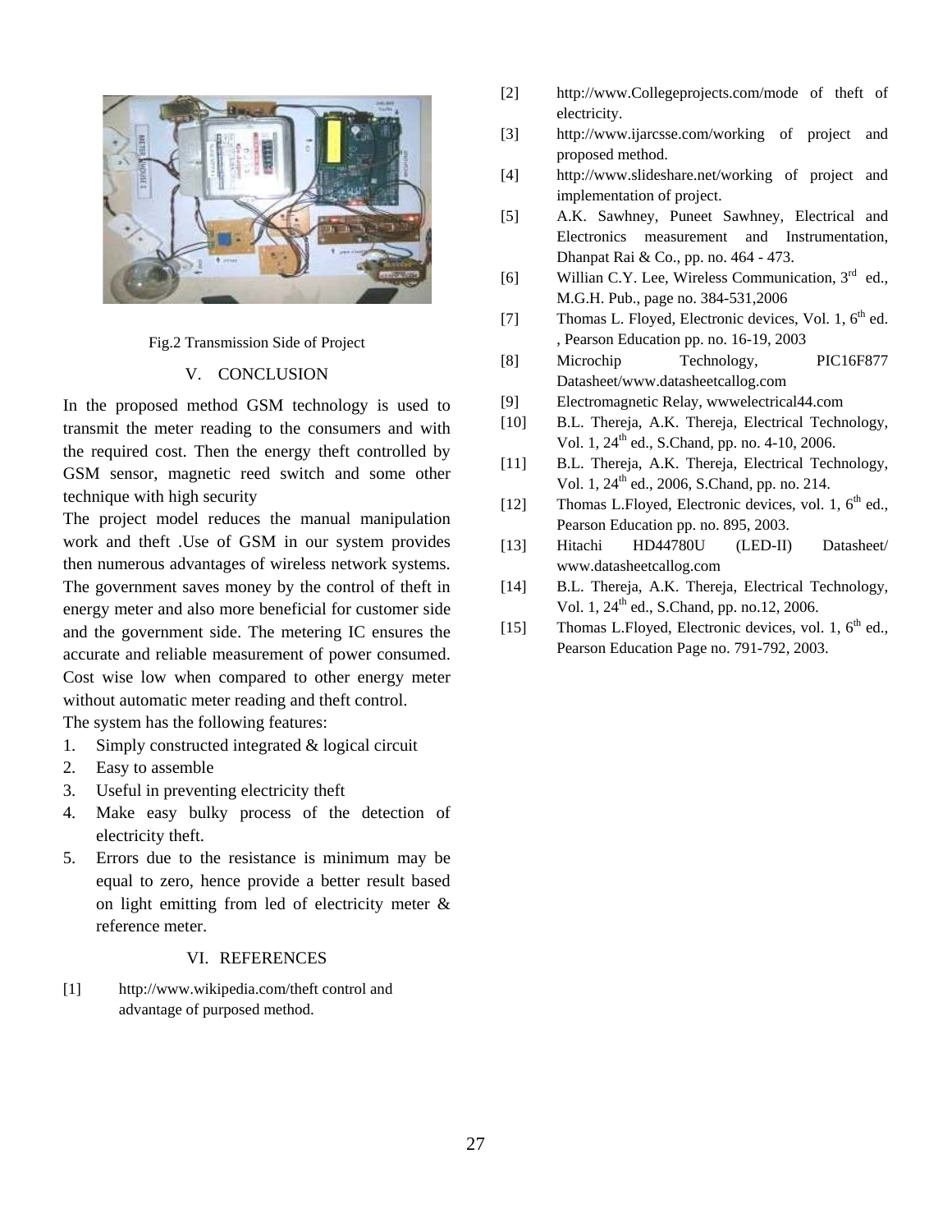Fig.2 Transmission Side of Project

## V. CONCLUSION

In the proposed method GSM technology is used to transmit the meter reading to the consumers and with the required cost. Then the energy theft controlled by GSM sensor, magnetic reed switch and some other technique with high security

The project model reduces the manual manipulation work and theft .Use of GSM in our system provides then numerous advantages of wireless network systems. The government saves money by the control of theft in energy meter and also more beneficial for customer side and the government side. The metering IC ensures the accurate and reliable measurement of power consumed. Cost wise low when compared to other energy meter without automatic meter reading and theft control.

The system has the following features:

1. Simply constructed integrated & logical circuit
2. Easy to assemble
3. Useful in preventing electricity theft
4. Make easy bulky process of the detection of electricity theft.
5. Errors due to the resistance is minimum may be equal to zero, hence provide a better result based on light emitting from led of electricity meter & reference meter.

## VI. REFERENCES

[1] http://www.wikipedia.com/theft control and advantage of purposed method.

[2] http://www.Collegeprojects.com/mode of theft of electricity.

[3] http://www.ijarcsse.com/working of project and proposed method.

[4] http://www.slideshare.net/working of project and implementation of project.

[5] A.K. Sawhney, Puneet Sawhney, Electrical and Electronics measurement and Instrumentation, Dhanpat Rai & Co., pp. no. 464 - 473.

[6] Willian C.Y. Lee, Wireless Communication, 3rd ed., M.G.H. Pub., page no. 384-531,2006

[7] Thomas L. Floyed, Electronic devices, Vol. 1, 6th ed. , Pearson Education pp. no. 16-19, 2003

[8] Microchip Technology, PIC16F877 Datasheet/www.datasheetcallog.com

[9] Electromagnetic Relay, wwwelectrical44.com

[10] B.L. Thereja, A.K. Thereja, Electrical Technology, Vol. 1, 24th ed., S.Chand, pp. no. 4-10, 2006.

[11] B.L. Thereja, A.K. Thereja, Electrical Technology, Vol. 1, 24th ed., 2006, S.Chand, pp. no. 214.

[12] Thomas L.Floyed, Electronic devices, vol. 1, 6th ed., Pearson Education pp. no. 895, 2003.

[13] Hitachi HD44780U (LED-II) Datasheet/ www.datasheetcallog.com

[14] B.L. Thereja, A.K. Thereja, Electrical Technology, Vol. 1, 24th ed., S.Chand, pp. no.12, 2006.

[15] Thomas L.Floyed, Electronic devices, vol. 1, 6th ed., Pearson Education Page no. 791-792, 2003.